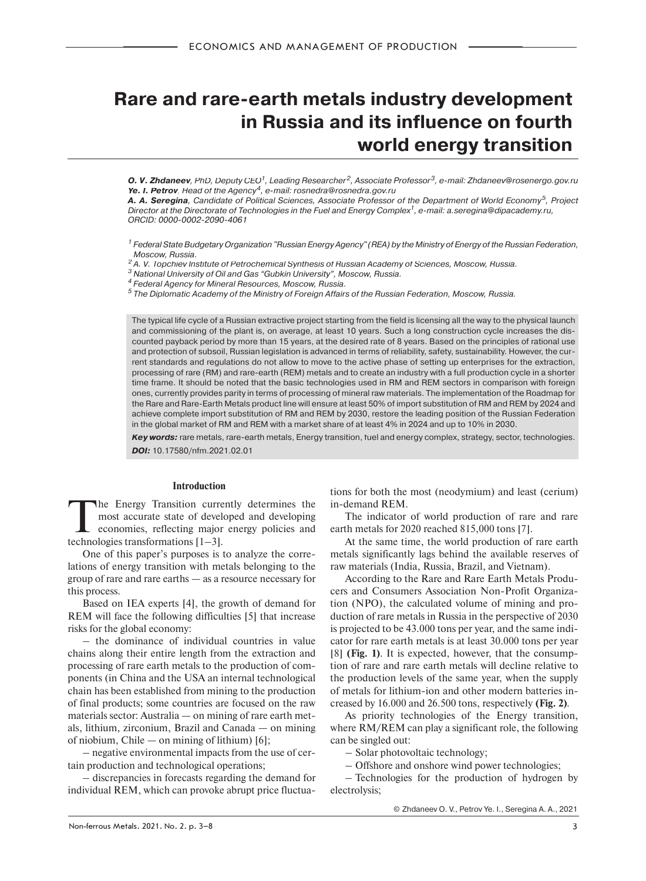# Rare and rare-earth metals industry development in Russia and its influence on fourth world energy transition

***O. V. Zhdaneev**, PhD, Deputy CEO[1], Leading Researcher[2], Associate Professor[3], e-mail: Zhdaneev@rosenergo.gov.ru*
***Ye. I. Petrov**, Head of the Agency[4], e-mail: rosnedra@rosnedra.gov.ru*
***A. A. Seregina**, Candidate of Political Sciences, Associate Professor of the Department of World Economy[5], Project Director at the Directorate of Technologies in the Fuel and Energy Complex[1], e-mail: a.seregina@dipacademy.ru, ORCID: 0000-0002-2090-4061*

*[1] Federal State Budgetary Organization "Russian Energy Agency" (REA) by the Ministry of Energy of the Russian Federation, Moscow, Russia.*
*[2] A. V. Topchiev Institute of Petrochemical Synthesis of Russian Academy of Sciences, Moscow, Russia.*
*[3] National University of Oil and Gas "Gubkin University", Moscow, Russia.*
*[4] Federal Agency for Mineral Resources, Moscow, Russia.*
*[5] The Diplomatic Academy of the Ministry of Foreign Affairs of the Russian Federation, Moscow, Russia.*

The typical life cycle of a Russian extractive project starting from the field is licensing all the way to the physical launch and commissioning of the plant is, on average, at least 10 years. Such a long construction cycle increases the discounted payback period by more than 15 years, at the desired rate of 8 years. Based on the principles of rational use and protection of subsoil, Russian legislation is advanced in terms of reliability, safety, sustainability. However, the current standards and regulations do not allow to move to the active phase of setting up enterprises for the extraction, processing of rare (RM) and rare-earth (REM) metals and to create an industry with a full production cycle in a shorter time frame. It should be noted that the basic technologies used in RM and REM sectors in comparison with foreign ones, currently provides parity in terms of processing of mineral raw materials. The implementation of the Roadmap for the Rare and Rare-Earth Metals product line will ensure at least 50% of import substitution of RM and REM by 2024 and achieve complete import substitution of RM and REM by 2030, restore the leading position of the Russian Federation in the global market of RM and REM with a market share of at least 4% in 2024 and up to 10% in 2030.

***Key words:*** rare metals, rare-earth metals, Energy transition, fuel and energy complex, strategy, sector, technologies.

***DOI:*** 10.17580/nfm.2021.02.01

## Introduction

The Energy Transition currently determines the most accurate state of developed and developing economies, reflecting major energy policies and technologies transformations [1–3].

One of this paper's purposes is to analyze the correlations of energy transition with metals belonging to the group of rare and rare earths — as a resource necessary for this process.

Based on IEA experts [4], the growth of demand for REM will face the following difficulties [5] that increase risks for the global economy:

– the dominance of individual countries in value chains along their entire length from the extraction and processing of rare earth metals to the production of components (in China and the USA an internal technological chain has been established from mining to the production of final products; some countries are focused on the raw materials sector: Australia — on mining of rare earth metals, lithium, zirconium, Brazil and Canada — on mining of niobium, Chile — on mining of lithium) [6];

– negative environmental impacts from the use of certain production and technological operations;

– discrepancies in forecasts regarding the demand for individual REM, which can provoke abrupt price fluctuations for both the most (neodymium) and least (cerium) in-demand REM.

The indicator of world production of rare and rare earth metals for 2020 reached 815,000 tons [7].

At the same time, the world production of rare earth metals significantly lags behind the available reserves of raw materials (India, Russia, Brazil, and Vietnam).

According to the Rare and Rare Earth Metals Producers and Consumers Association Non-Profit Organization (NPO), the calculated volume of mining and production of rare metals in Russia in the perspective of 2030 is projected to be 43.000 tons per year, and the same indicator for rare earth metals is at least 30.000 tons per year [8] **(Fig. 1)**. It is expected, however, that the consumption of rare and rare earth metals will decline relative to the production levels of the same year, when the supply of metals for lithium-ion and other modern batteries increased by 16.000 and 26.500 tons, respectively **(Fig. 2)**.

As priority technologies of the Energy transition, where RM/REM can play a significant role, the following can be singled out:

– Solar photovoltaic technology;

– Offshore and onshore wind power technologies;

– Technologies for the production of hydrogen by electrolysis;

© Zhdaneev O. V., Petrov Ye. I., Seregina A. A., 2021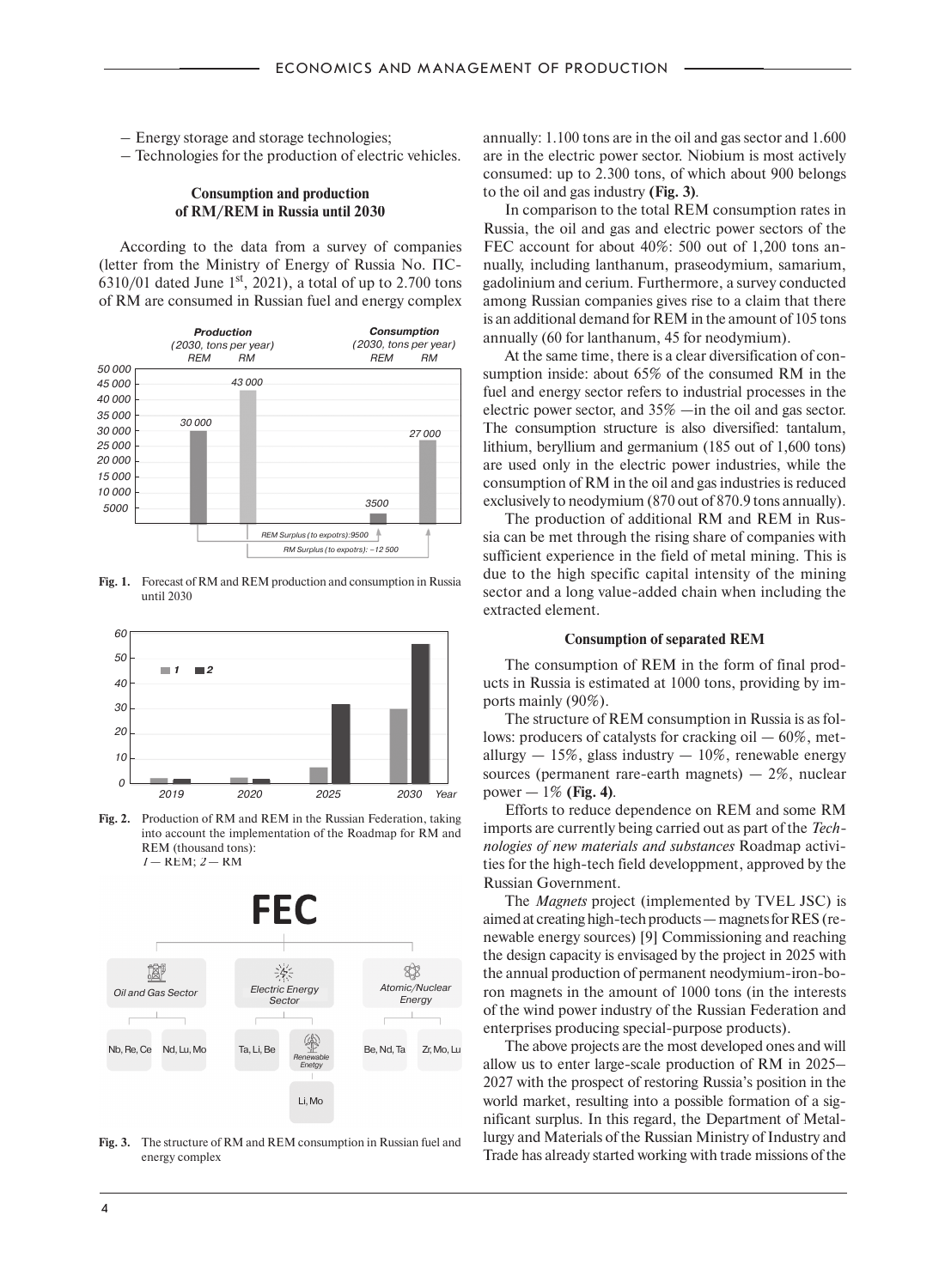– Energy storage and storage technologies;

– Technologies for the production of electric vehicles.

### Consumption and production of RM/REM in Russia until 2030

According to the data from a survey of companies (letter from the Ministry of Energy of Russia No. ПС-6310/01 dated June 1st, 2021), a total of up to 2.700 tons of RM are consumed in Russian fuel and energy complex annually: 1.100 tons are in the oil and gas sector and 1.600 are in the electric power sector. Niobium is most actively consumed: up to 2.300 tons, of which about 900 belongs to the oil and gas industry **(Fig. 3)**.

**Fig. 1.** Forecast of RM and REM production and consumption in Russia until 2030

**Fig. 2.** Production of RM and REM in the Russian Federation, taking into account the implementation of the Roadmap for RM and REM (thousand tons):
*1* — REM; *2* — RM

**Fig. 3.** The structure of RM and REM consumption in Russian fuel and energy complex

In comparison to the total REM consumption rates in Russia, the oil and gas and electric power sectors of the FEC account for about 40%: 500 out of 1,200 tons annually, including lanthanum, praseodymium, samarium, gadolinium and cerium. Furthermore, a survey conducted among Russian companies gives rise to a claim that there is an additional demand for REM in the amount of 105 tons annually (60 for lanthanum, 45 for neodymium).

At the same time, there is a clear diversification of consumption inside: about 65% of the consumed RM in the fuel and energy sector refers to industrial processes in the electric power sector, and 35% —in the oil and gas sector. The consumption structure is also diversified: tantalum, lithium, beryllium and germanium (185 out of 1,600 tons) are used only in the electric power industries, while the consumption of RM in the oil and gas industries is reduced exclusively to neodymium (870 out of 870.9 tons annually).

The production of additional RM and REM in Russia can be met through the rising share of companies with sufficient experience in the field of metal mining. This is due to the high specific capital intensity of the mining sector and a long value-added chain when including the extracted element.

### Consumption of separated REM

The consumption of REM in the form of final products in Russia is estimated at 1000 tons, providing by imports mainly (90%).

The structure of REM consumption in Russia is as follows: producers of catalysts for cracking oil — 60%, metallurgy — 15%, glass industry — 10%, renewable energy sources (permanent rare-earth magnets) — 2%, nuclear power — 1% **(Fig. 4)**.

Efforts to reduce dependence on REM and some RM imports are currently being carried out as part of the *Technologies of new materials and substances* Roadmap activities for the high-tech field developpment, approved by the Russian Government.

The *Magnets* project (implemented by TVEL JSC) is aimed at creating high-tech products — magnets for RES (renewable energy sources) [9] Commissioning and reaching the design capacity is envisaged by the project in 2025 with the annual production of permanent neodymium-iron-boron magnets in the amount of 1000 tons (in the interests of the wind power industry of the Russian Federation and enterprises producing special-purpose products).

The above projects are the most developed ones and will allow us to enter large-scale production of RM in 2025–2027 with the prospect of restoring Russia's position in the world market, resulting into a possible formation of a significant surplus. In this regard, the Department of Metallurgy and Materials of the Russian Ministry of Industry and Trade has already started working with trade missions of the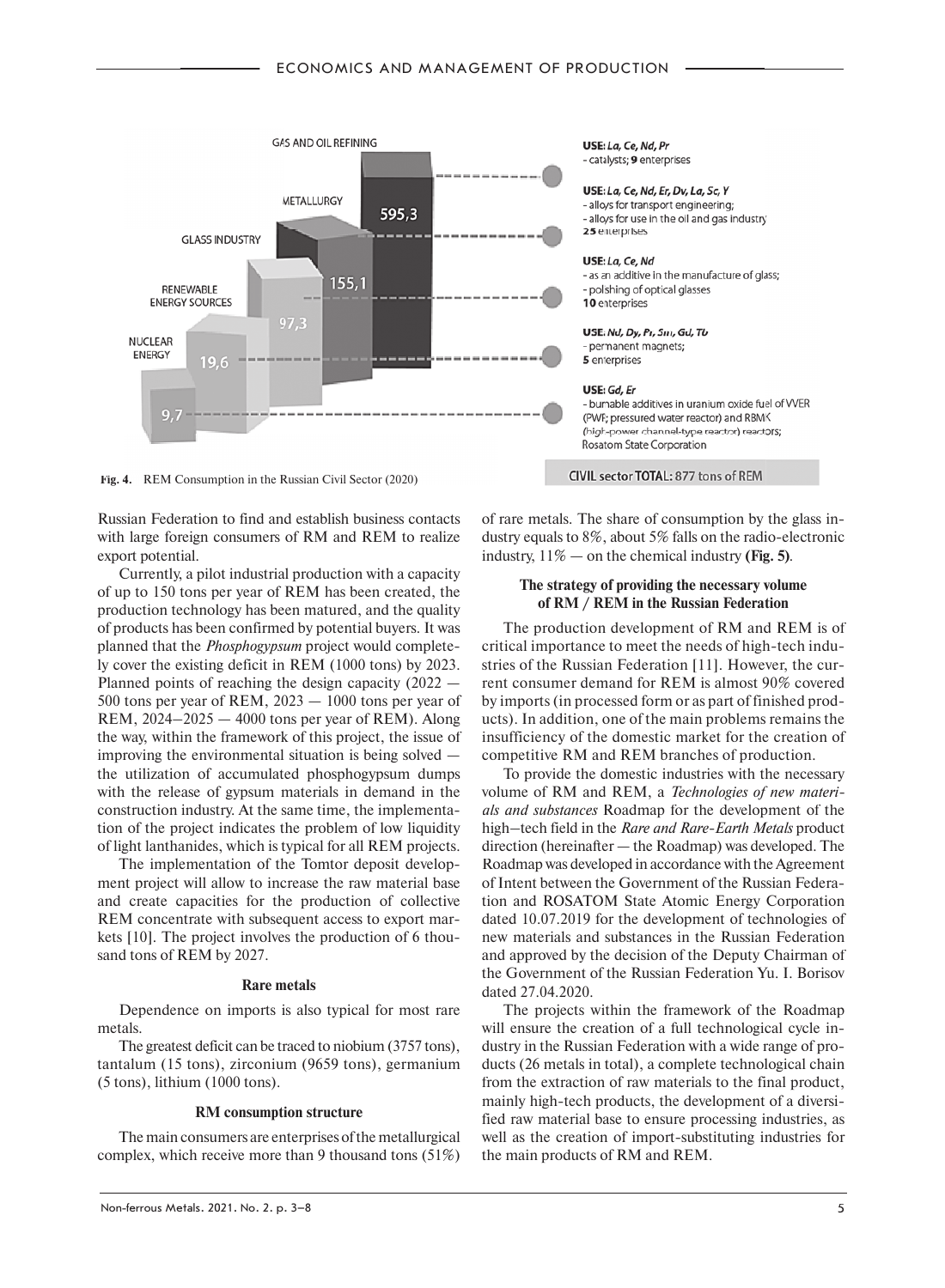**Fig. 4.** REM Consumption in the Russian Civil Sector (2020)

Russian Federation to find and establish business contacts with large foreign consumers of RM and REM to realize export potential.

Currently, a pilot industrial production with a capacity of up to 150 tons per year of REM has been created, the production technology has been matured, and the quality of products has been confirmed by potential buyers. It was planned that the *Phosphogypsum* project would completely cover the existing deficit in REM (1000 tons) by 2023. Planned points of reaching the design capacity (2022 — 500 tons per year of REM, 2023 — 1000 tons per year of REM, 2024–2025 — 4000 tons per year of REM). Along the way, within the framework of this project, the issue of improving the environmental situation is being solved — the utilization of accumulated phosphogypsum dumps with the release of gypsum materials in demand in the construction industry. At the same time, the implementation of the project indicates the problem of low liquidity of light lanthanides, which is typical for all REM projects.

The implementation of the Tomtor deposit development project will allow to increase the raw material base and create capacities for the production of collective REM concentrate with subsequent access to export markets [10]. The project involves the production of 6 thousand tons of REM by 2027.

### Rare metals

Dependence on imports is also typical for most rare metals.

The greatest deficit can be traced to niobium (3757 tons), tantalum (15 tons), zirconium (9659 tons), germanium (5 tons), lithium (1000 tons).

### RM consumption structure

The main consumers are enterprises of the metallurgical complex, which receive more than 9 thousand tons (51%) of rare metals. The share of consumption by the glass industry equals to 8%, about 5% falls on the radio-electronic industry, 11% — on the chemical industry **(Fig. 5)**.

### The strategy of providing the necessary volume of RM / REM in the Russian Federation

The production development of RM and REM is of critical importance to meet the needs of high-tech industries of the Russian Federation [11]. However, the current consumer demand for REM is almost 90% covered by imports (in processed form or as part of finished products). In addition, one of the main problems remains the insufficiency of the domestic market for the creation of competitive RM and REM branches of production.

To provide the domestic industries with the necessary volume of RM and REM, a *Technologies of new materials and substances* Roadmap for the development of the high–tech field in the *Rare and Rare-Earth Metals* product direction (hereinafter — the Roadmap) was developed. The Roadmap was developed in accordance with the Agreement of Intent between the Government of the Russian Federation and ROSATOM State Atomic Energy Corporation dated 10.07.2019 for the development of technologies of new materials and substances in the Russian Federation and approved by the decision of the Deputy Chairman of the Government of the Russian Federation Yu. I. Borisov dated 27.04.2020.

The projects within the framework of the Roadmap will ensure the creation of a full technological cycle industry in the Russian Federation with a wide range of products (26 metals in total), a complete technological chain from the extraction of raw materials to the final product, mainly high-tech products, the development of a diversified raw material base to ensure processing industries, as well as the creation of import-substituting industries for the main products of RM and REM.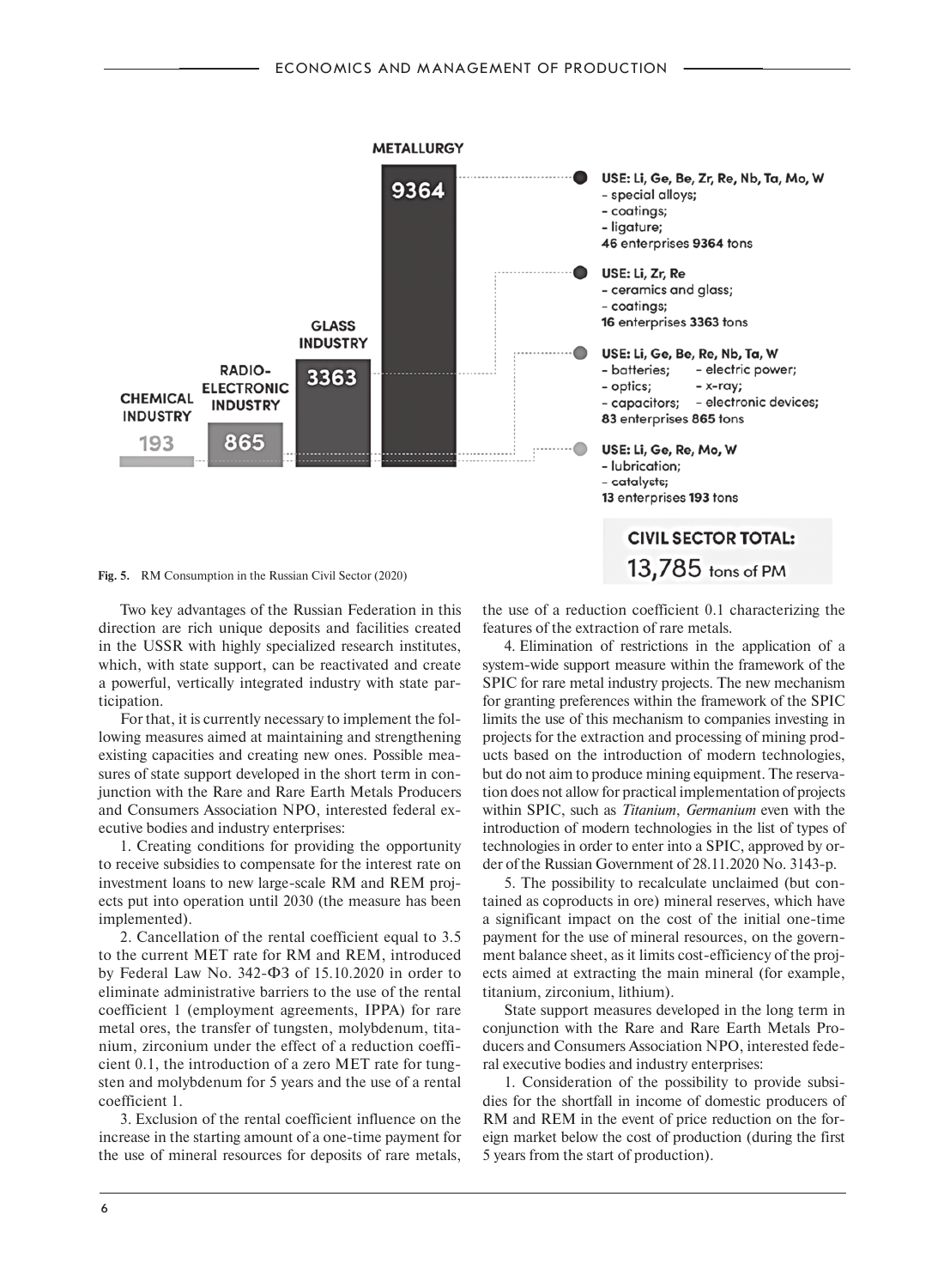METALLURGY

9364

GLASS INDUSTRY

3363

RADIO-ELECTRONIC INDUSTRY

865

CHEMICAL INDUSTRY

193

**USE: Li, Ge, Be, Zr, Re, Nb, Ta, Mo, W**
- special alloys;
- coatings;
- ligature;

**46** enterprises **9364** tons

**USE: Li, Zr, Re**
- ceramics and glass;
- coatings;

**16** enterprises 3363 tons

**USE: Li, Ge, Be, Re, Nb, Ta, W**
- batteries;
- electric power;
- optics;
- x-ray;
- capacitors;
- electronic devices;

**83** enterprises **865** tons

**USE: Li, Ge, Re, Mo, W**
- lubrication;
- catalysts;

**13** enterprises **193** tons

**CIVIL SECTOR TOTAL:**
13,785 tons of PM

**Fig. 5.** RM Consumption in the Russian Civil Sector (2020)

Two key advantages of the Russian Federation in this direction are rich unique deposits and facilities created in the USSR with highly specialized research institutes, which, with state support, can be reactivated and create a powerful, vertically integrated industry with state participation.

For that, it is currently necessary to implement the following measures aimed at maintaining and strengthening existing capacities and creating new ones. Possible measures of state support developed in the short term in conjunction with the Rare and Rare Earth Metals Producers and Consumers Association NPO, interested federal executive bodies and industry enterprises:

1. Creating conditions for providing the opportunity to receive subsidies to compensate for the interest rate on investment loans to new large-scale RM and REM projects put into operation until 2030 (the measure has been implemented).

2. Cancellation of the rental coefficient equal to 3.5 to the current MET rate for RM and REM, introduced by Federal Law No. 342-ФЗ of 15.10.2020 in order to eliminate administrative barriers to the use of the rental coefficient 1 (employment agreements, IPPA) for rare metal ores, the transfer of tungsten, molybdenum, titanium, zirconium under the effect of a reduction coefficient 0.1, the introduction of a zero MET rate for tungsten and molybdenum for 5 years and the use of a rental coefficient 1.

3. Exclusion of the rental coefficient influence on the increase in the starting amount of a one-time payment for the use of mineral resources for deposits of rare metals, the use of a reduction coefficient 0.1 characterizing the features of the extraction of rare metals.

4. Elimination of restrictions in the application of a system-wide support measure within the framework of the SPIC for rare metal industry projects. The new mechanism for granting preferences within the framework of the SPIC limits the use of this mechanism to companies investing in projects for the extraction and processing of mining products based on the introduction of modern technologies, but do not aim to produce mining equipment. The reservation does not allow for practical implementation of projects within SPIC, such as *Titanium*, *Germanium* even with the introduction of modern technologies in the list of types of technologies in order to enter into a SPIC, approved by order of the Russian Government of 28.11.2020 No. 3143-p.

5. The possibility to recalculate unclaimed (but contained as coproducts in ore) mineral reserves, which have a significant impact on the cost of the initial one-time payment for the use of mineral resources, on the government balance sheet, as it limits cost-efficiency of the projects aimed at extracting the main mineral (for example, titanium, zirconium, lithium).

State support measures developed in the long term in conjunction with the Rare and Rare Earth Metals Producers and Consumers Association NPO, interested federal executive bodies and industry enterprises:

1. Consideration of the possibility to provide subsidies for the shortfall in income of domestic producers of RM and REM in the event of price reduction on the foreign market below the cost of production (during the first 5 years from the start of production).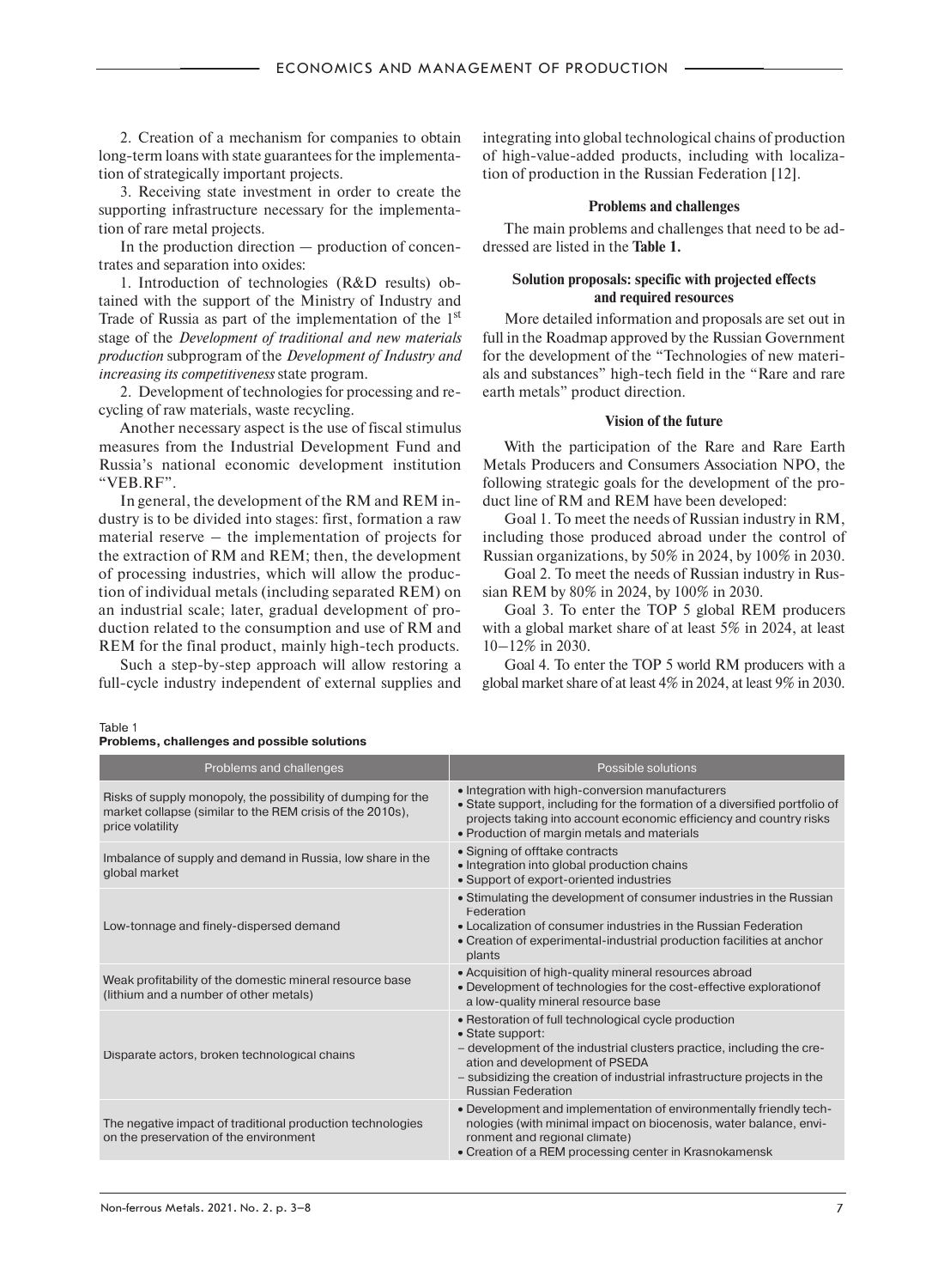2. Creation of a mechanism for companies to obtain long-term loans with state guarantees for the implementation of strategically important projects.

3. Receiving state investment in order to create the supporting infrastructure necessary for the implementation of rare metal projects.

In the production direction — production of concentrates and separation into oxides:

1. Introduction of technologies (R&D results) obtained with the support of the Ministry of Industry and Trade of Russia as part of the implementation of the 1st stage of the *Development of traditional and new materials production* subprogram of the *Development of Industry and increasing its competitiveness* state program.

2. Development of technologies for processing and recycling of raw materials, waste recycling.

Another necessary aspect is the use of fiscal stimulus measures from the Industrial Development Fund and Russia's national economic development institution "VEB.RF".

In general, the development of the RM and REM industry is to be divided into stages: first, formation a raw material reserve – the implementation of projects for the extraction of RM and REM; then, the development of processing industries, which will allow the production of individual metals (including separated REM) on an industrial scale; later, gradual development of production related to the consumption and use of RM and REM for the final product, mainly high-tech products.

Such a step-by-step approach will allow restoring a full-cycle industry independent of external supplies and integrating into global technological chains of production of high-value-added products, including with localization of production in the Russian Federation [12].

### Problems and challenges

The main problems and challenges that need to be addressed are listed in the **Table 1.**

### Solution proposals: specific with projected effects and required resources

More detailed information and proposals are set out in full in the Roadmap approved by the Russian Government for the development of the "Technologies of new materials and substances" high-tech field in the "Rare and rare earth metals" product direction.

### Vision of the future

With the participation of the Rare and Rare Earth Metals Producers and Consumers Association NPO, the following strategic goals for the development of the product line of RM and REM have been developed:

Goal 1. To meet the needs of Russian industry in RM, including those produced abroad under the control of Russian organizations, by 50% in 2024, by 100% in 2030.

Goal 2. To meet the needs of Russian industry in Russian REM by 80% in 2024, by 100% in 2030.

Goal 3. To enter the TOP 5 global REM producers with a global market share of at least 5% in 2024, at least 10–12% in 2030.

Goal 4. To enter the TOP 5 world RM producers with a global market share of at least 4% in 2024, at least 9% in 2030.

Table 1
**Problems, challenges and possible solutions**

| Problems and challenges | Possible solutions |
|---|---|
| Risks of supply monopoly, the possibility of dumping for the market collapse (similar to the REM crisis of the 2010s), price volatility | • Integration with high-conversion manufacturers<br>• State support, including for the formation of a diversified portfolio of projects taking into account economic efficiency and country risks<br>• Production of margin metals and materials |
| Imbalance of supply and demand in Russia, low share in the global market | • Signing of offtake contracts<br>• Integration into global production chains<br>• Support of export-oriented industries |
| Low-tonnage and finely-dispersed demand | • Stimulating the development of consumer industries in the Russian Federation<br>• Localization of consumer industries in the Russian Federation<br>• Creation of experimental-industrial production facilities at anchor plants |
| Weak profitability of the domestic mineral resource base (lithium and a number of other metals) | • Acquisition of high-quality mineral resources abroad<br>• Development of technologies for the cost-effective explorationof a low-quality mineral resource base |
| Disparate actors, broken technological chains | • Restoration of full technological cycle production<br>• State support:<br>– development of the industrial clusters practice, including the creation and development of PSEDA<br>– subsidizing the creation of industrial infrastructure projects in the Russian Federation |
| The negative impact of traditional production technologies on the preservation of the environment | • Development and implementation of environmentally friendly technologies (with minimal impact on biocenosis, water balance, environment and regional climate)<br>• Creation of a REM processing center in Krasnokamensk |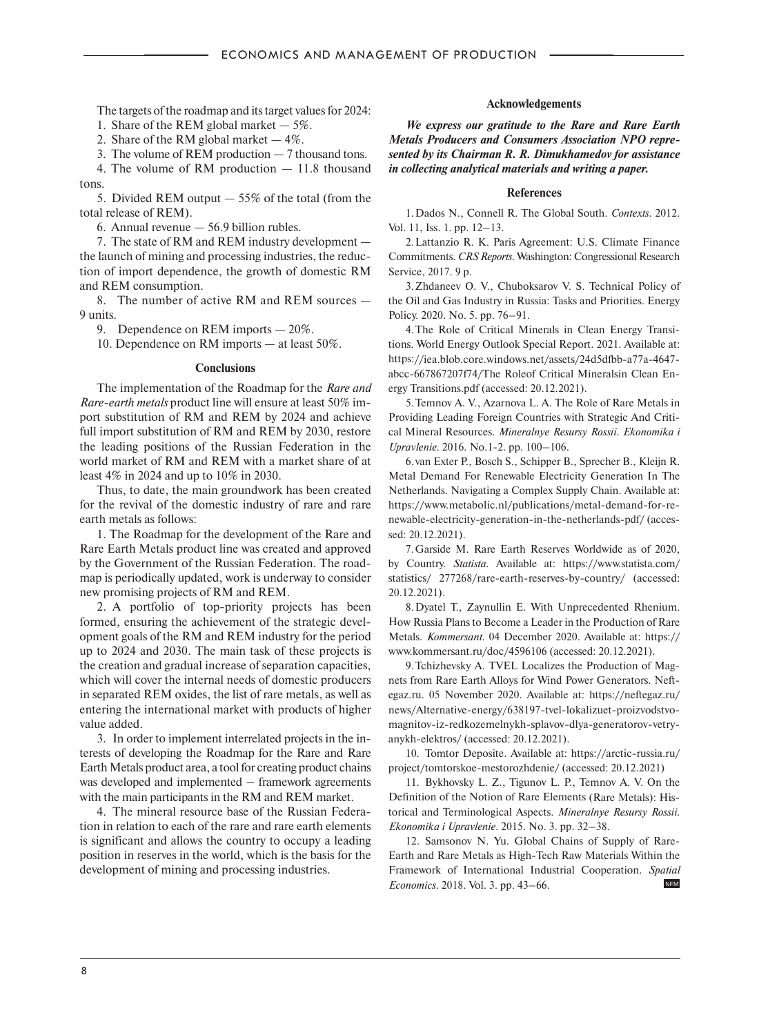The targets of the roadmap and its target values for 2024:

1. Share of the REM global market — 5%.
2. Share of the RM global market — 4%.
3. The volume of REM production — 7 thousand tons.
4. The volume of RM production — 11.8 thousand tons.
5. Divided REM output — 55% of the total (from the total release of REM).
6. Annual revenue — 56.9 billion rubles.
7. The state of RM and REM industry development — the launch of mining and processing industries, the reduction of import dependence, the growth of domestic RM and REM consumption.
8. The number of active RM and REM sources — 9 units.
9. Dependence on REM imports — 20%.
10. Dependence on RM imports — at least 50%.

## Conclusions

The implementation of the Roadmap for the *Rare and Rare-earth metals* product line will ensure at least 50% import substitution of RM and REM by 2024 and achieve full import substitution of RM and REM by 2030, restore the leading positions of the Russian Federation in the world market of RM and REM with a market share of at least 4% in 2024 and up to 10% in 2030.

Thus, to date, the main groundwork has been created for the revival of the domestic industry of rare and rare earth metals as follows:

1. The Roadmap for the development of the Rare and Rare Earth Metals product line was created and approved by the Government of the Russian Federation. The roadmap is periodically updated, work is underway to consider new promising projects of RM and REM.

2. A portfolio of top-priority projects has been formed, ensuring the achievement of the strategic development goals of the RM and REM industry for the period up to 2024 and 2030. The main task of these projects is the creation and gradual increase of separation capacities, which will cover the internal needs of domestic producers in separated REM oxides, the list of rare metals, as well as entering the international market with products of higher value added.

3. In order to implement interrelated projects in the interests of developing the Roadmap for the Rare and Rare Earth Metals product area, a tool for creating product chains was developed and implemented – framework agreements with the main participants in the RM and REM market.

4. The mineral resource base of the Russian Federation in relation to each of the rare and rare earth elements is significant and allows the country to occupy a leading position in reserves in the world, which is the basis for the development of mining and processing industries.

## Acknowledgements

***We express our gratitude to the Rare and Rare Earth Metals Producers and Consumers Association NPO represented by its Chairman R. R. Dimukhamedov for assistance in collecting analytical materials and writing a paper.***

## References

1. Dados N., Connell R. The Global South. *Contexts*. 2012. Vol. 11, Iss. 1. pp. 12–13.

2. Lattanzio R. K. Paris Agreement: U.S. Climate Finance Commitments. *CRS Reports*. Washington: Congressional Research Service, 2017. 9 p.

3. Zhdaneev O. V., Chuboksarov V. S. Technical Policy of the Oil and Gas Industry in Russia: Tasks and Priorities. Energy Policy. 2020. No. 5. pp. 76–91.

4. The Role of Critical Minerals in Clean Energy Transitions. World Energy Outlook Special Report. 2021. Available at: https://iea.blob.core.windows.net/assets/24d5dfbb-a77a-4647-abcc-667867207f74/The Roleof Critical Mineralsin Clean Energy Transitions.pdf (accessed: 20.12.2021).

5. Temnov A. V., Azarnova L. A. The Role of Rare Metals in Providing Leading Foreign Countries with Strategic And Critical Mineral Resources. *Mineralnye Resursy Rossii. Ekonomika i Upravlenie*. 2016. No.1-2. pp. 100–106.

6. van Exter P., Bosch S., Schipper B., Sprecher B., Kleijn R. Metal Demand For Renewable Electricity Generation In The Netherlands. Navigating a Complex Supply Chain. Available at: https://www.metabolic.nl/publications/metal-demand-for-renewable-electricity-generation-in-the-netherlands-pdf/ (accessed: 20.12.2021).

7. Garside M. Rare Earth Reserves Worldwide as of 2020, by Country. *Statista*. Available at: https://www.statista.com/statistics/ 277268/rare-earth-reserves-by-country/ (accessed: 20.12.2021).

8. Dyatel T., Zaynullin E. With Unprecedented Rhenium. How Russia Plans to Become a Leader in the Production of Rare Metals. *Kommersant*. 04 December 2020. Available at: https://www.kommersant.ru/doc/4596106 (accessed: 20.12.2021).

9. Tchizhevsky A. TVEL Localizes the Production of Magnets from Rare Earth Alloys for Wind Power Generators. Neftegaz.ru. 05 November 2020. Available at: https://neftegaz.ru/news/Alternative-energy/638197-tvel-lokalizuet-proizvodstvo-magnitov-iz-redkozemelnykh-splavov-dlya-generatorov-vetryanykh-elektros/ (accessed: 20.12.2021).

10. Tomtor Deposite. Available at: https://arctic-russia.ru/project/tomtorskoe-mestorozhdenie/ (accessed: 20.12.2021)

11. Bykhkovsky L. Z., Tigunov L. P., Temnov A. V. On the Definition of the Notion of Rare Elements (Rare Metals): Historical and Terminological Aspects. *Mineralnye Resursy Rossii. Ekonomika i Upravlenie*. 2015. No. 3. pp. 32–38.

12. Samsonov N. Yu. Global Chains of Supply of Rare-Earth and Rare Metals as High-Tech Raw Materials Within the Framework of International Industrial Cooperation. *Spatial Economics*. 2018. Vol. 3. pp. 43–66.